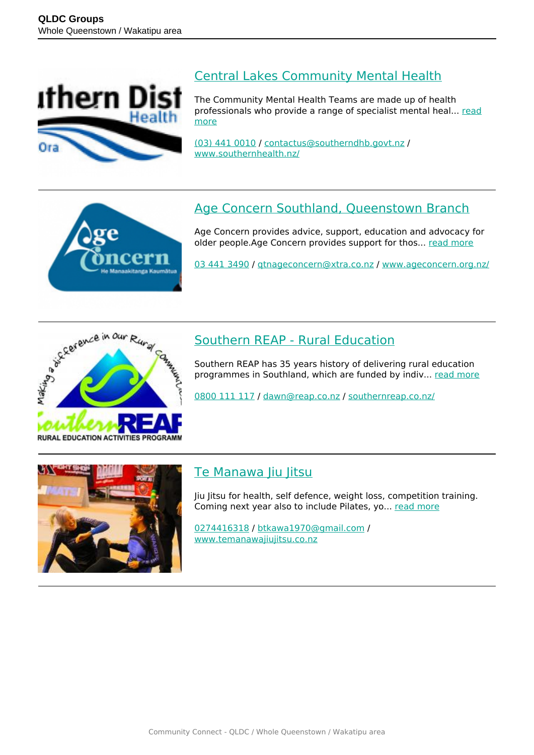## Central Lakes Community Mental Health

The Community Mental Health Teams are made up of health professionals who provide a range of specialist mental heal... read more

(03) 441 0010 / contactus@southerndhb.govt.nz / www.southernhealth.nz/

## Age Concern Southland, Queenstown Branch

Age Concern provides advice, support, education and advocacy for older people.Age Concern provides support for thos... read more

03 441 3490 / qtnageconcern@xtra.co.nz / www.ageconcern.org.nz/

## Southern REAP - Rural Education

Southern REAP has 35 years history of delivering rural education programmes in Southland, which are funded by indiv... read more

0800 111 117 / dawn@reap.co.nz / southernreap.co.nz/

## Te Manawa Jiu Jitsu

Jiu Jitsu for health, self defence, weight loss, competition training. Coming next year also to include Pilates, yo... read more

0274416318 / btkawa1970@gmail.com / www.temanawajiujitsu.co.nz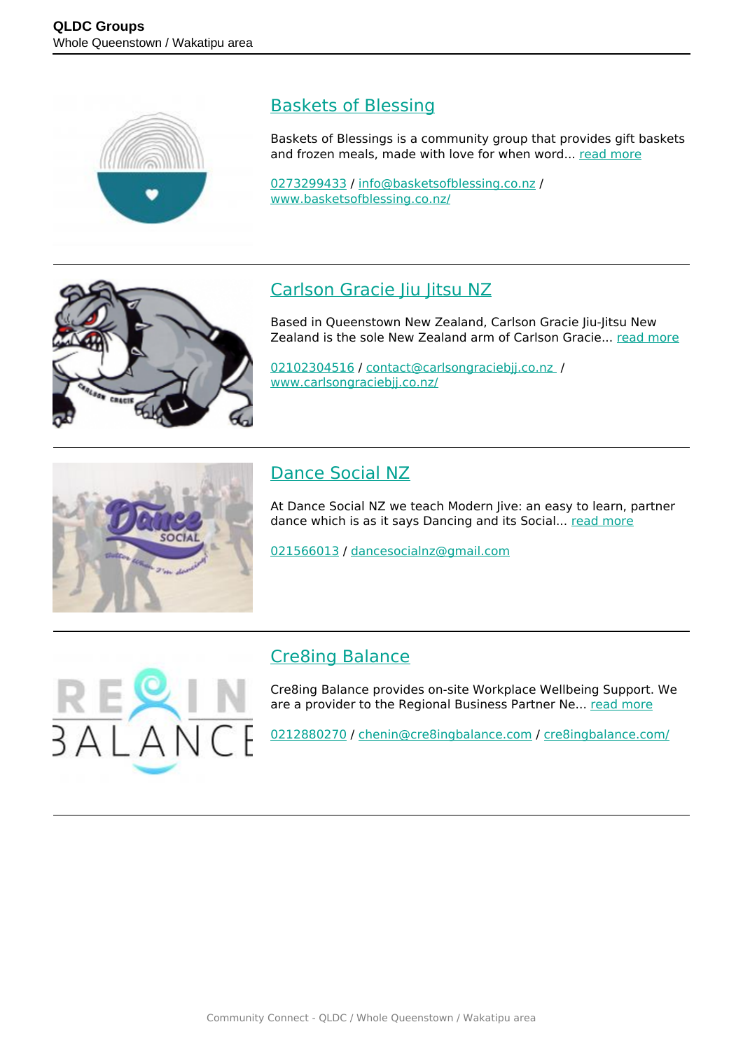## Baskets of Blessing

Baskets of Blessings is a community group that provides gift baskets and frozen meals, made with love for when word... read more

0273299433 / info@basketsofblessing.co.nz / www.basketsofblessing.co.nz/

## Carlson Gracie Jiu Jitsu NZ

Based in Queenstown New Zealand, Carlson Gracie Jiu-Jitsu New Zealand is the sole New Zealand arm of Carlson Gracie... read more

02102304516 / contact@carlsongraciebjj.co.nz / www.carlsongraciebjj.co.nz/

## Dance Social NZ

At Dance Social NZ we teach Modern Jive: an easy to learn, partner dance which is as it says Dancing and its Social... read more

021566013 / dancesocialnz@gmail.com

## Cre8ing Balance

Cre8ing Balance provides on-site Workplace Wellbeing Support. We are a provider to the Regional Business Partner Ne... read more

0212880270 / chenin@cre8ingbalance.com / cre8ingbalance.com/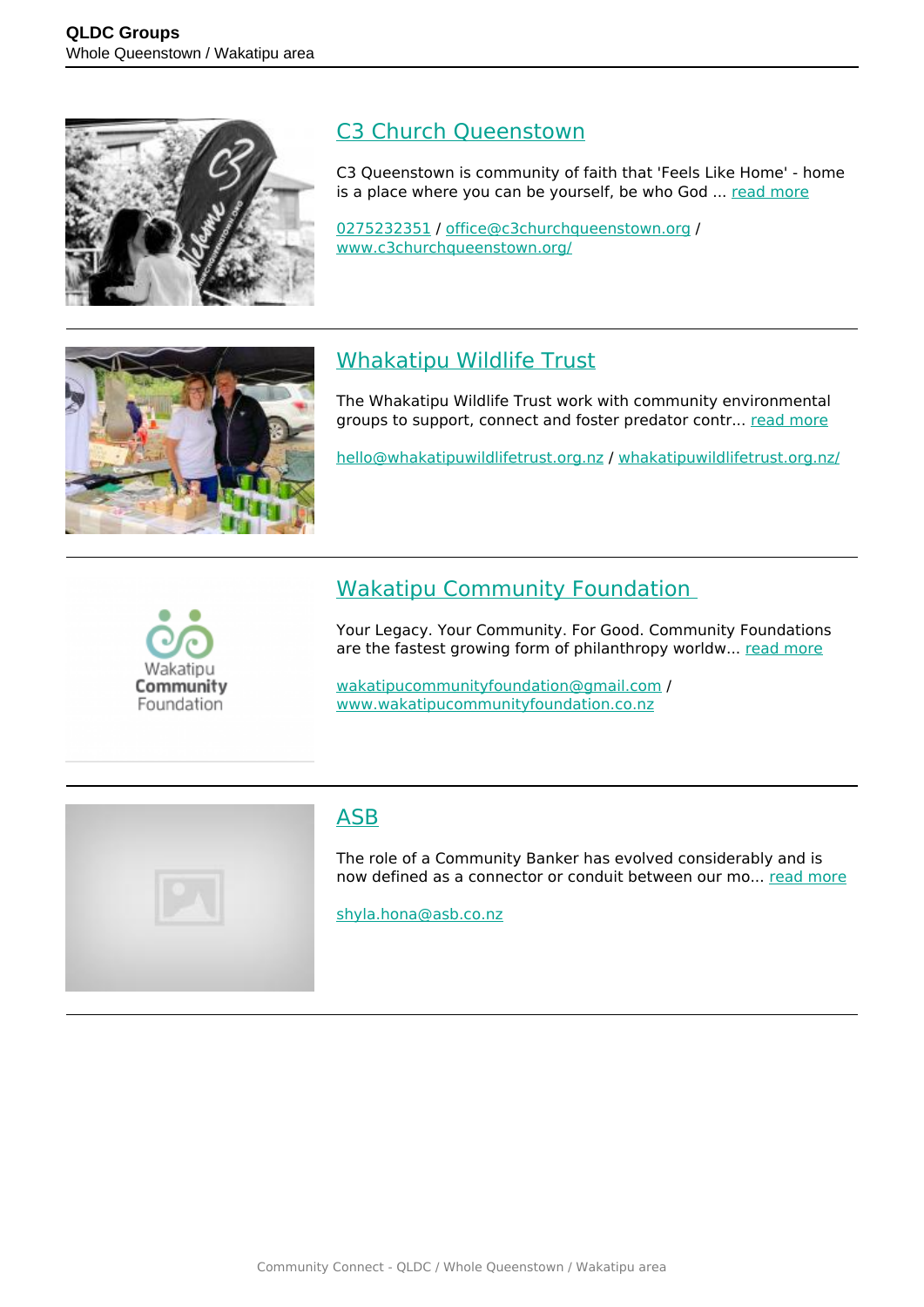## C3 Church Queenstown

C3 Queenstown is community of faith that 'Feels Like Home' - home is a place where you can be yourself, be who God ... read more

0275232351 / office@c3churchqueenstown.org / www.c3churchqueenstown.org/

---

## Whakatipu Wildlife Trust

The Whakatipu Wildlife Trust work with community environmental groups to support, connect and foster predator contr... read more

hello@whakatipuwildlifetrust.org.nz / whakatipuwildlifetrust.org.nz/

---

## Wakatipu Community Foundation

Your Legacy. Your Community. For Good. Community Foundations are the fastest growing form of philanthropy worldw... read more

wakatipucommunityfoundation@gmail.com / www.wakatipucommunityfoundation.co.nz

---

## ASB

The role of a Community Banker has evolved considerably and is now defined as a connector or conduit between our mo... read more

shyla.hona@asb.co.nz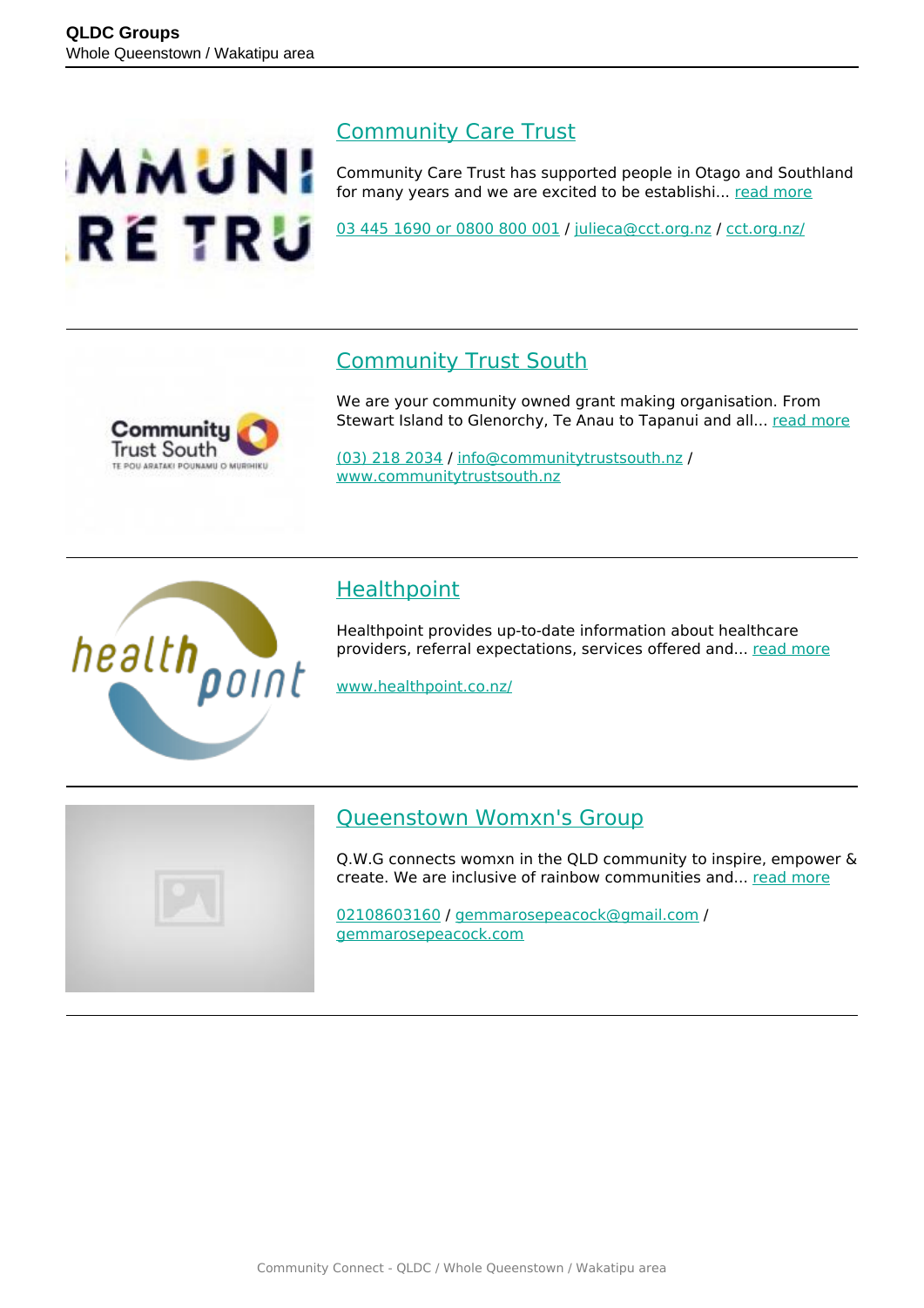## Community Care Trust

Community Care Trust has supported people in Otago and Southland for many years and we are excited to be establishi... read more

03 445 1690 or 0800 800 001 / julieca@cct.org.nz / cct.org.nz/

## Community Trust South

We are your community owned grant making organisation. From Stewart Island to Glenorchy, Te Anau to Tapanui and all... read more

(03) 218 2034 / info@communitytrustsouth.nz / www.communitytrustsouth.nz

## Healthpoint

Healthpoint provides up-to-date information about healthcare providers, referral expectations, services offered and... read more

www.healthpoint.co.nz/

## Queenstown Womxn's Group

Q.W.G connects womxn in the QLD community to inspire, empower & create. We are inclusive of rainbow communities and... read more

02108603160 / gemmarosepeacock@gmail.com / gemmarosepeacock.com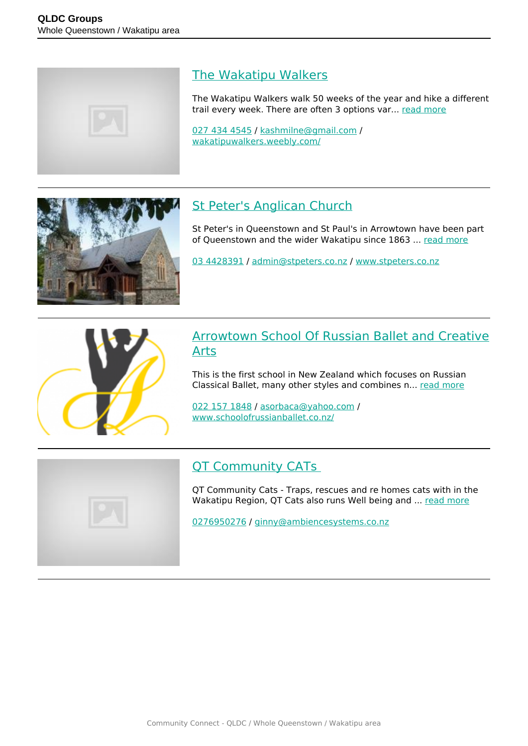## The Wakatipu Walkers

The Wakatipu Walkers walk 50 weeks of the year and hike a different trail every week. There are often 3 options var... read more

027 434 4545 / kashmilne@gmail.com / wakatipuwalkers.weebly.com/

---

## St Peter's Anglican Church

St Peter's in Queenstown and St Paul's in Arrowtown have been part of Queenstown and the wider Wakatipu since 1863 ... read more

03 4428391 / admin@stpeters.co.nz / www.stpeters.co.nz

---

## Arrowtown School Of Russian Ballet and Creative Arts

This is the first school in New Zealand which focuses on Russian Classical Ballet, many other styles and combines n... read more

022 157 1848 / asorbaca@yahoo.com / www.schoolofrussianballet.co.nz/

---

## QT Community CATs

QT Community Cats - Traps, rescues and re homes cats with in the Wakatipu Region, QT Cats also runs Well being and ... read more

0276950276 / ginny@ambiencesystems.co.nz

---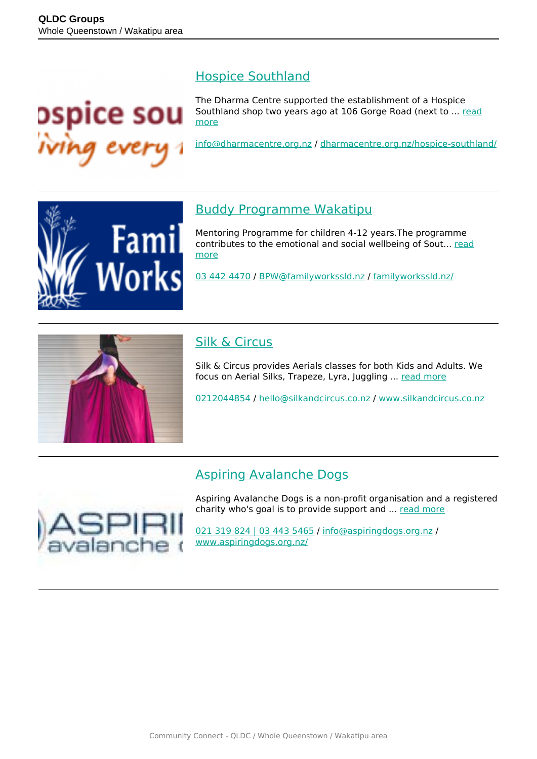## Hospice Southland

The Dharma Centre supported the establishment of a Hospice Southland shop two years ago at 106 Gorge Road (next to ... read more

info@dharmacentre.org.nz / dharmacentre.org.nz/hospice-southland/

---

## Buddy Programme Wakatipu

Mentoring Programme for children 4-12 years.The programme contributes to the emotional and social wellbeing of Sout... read more

03 442 4470 / BPW@familyworkssld.nz / familyworkssld.nz/

---

## Silk & Circus

Silk & Circus provides Aerials classes for both Kids and Adults. We focus on Aerial Silks, Trapeze, Lyra, Juggling ... read more

0212044854 / hello@silkandcircus.co.nz / www.silkandcircus.co.nz

---

## Aspiring Avalanche Dogs

Aspiring Avalanche Dogs is a non-profit organisation and a registered charity who's goal is to provide support and ... read more

021 319 824 | 03 443 5465 / info@aspiringdogs.org.nz / www.aspiringdogs.org.nz/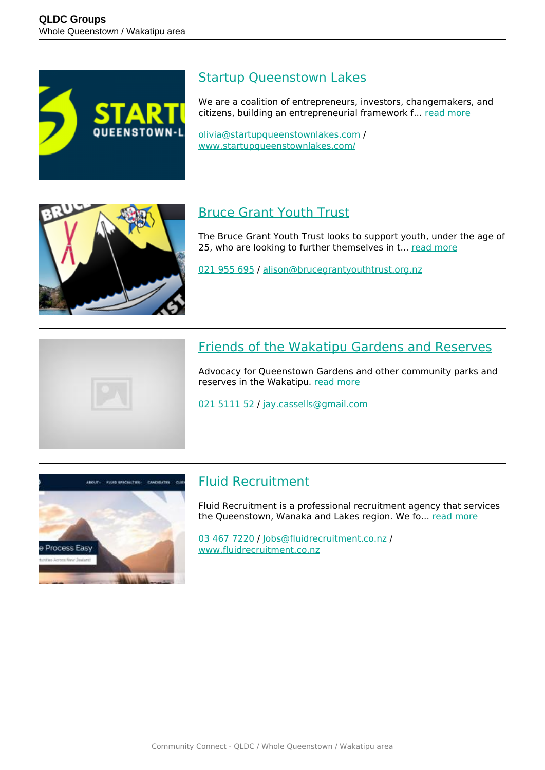## Startup Queenstown Lakes

We are a coalition of entrepreneurs, investors, changemakers, and citizens, building an entrepreneurial framework f... read more

olivia@startupqueenstownlakes.com / www.startupqueenstownlakes.com/

## Bruce Grant Youth Trust

The Bruce Grant Youth Trust looks to support youth, under the age of 25, who are looking to further themselves in t... read more

021 955 695 / alison@brucegrantyouthtrust.org.nz

## Friends of the Wakatipu Gardens and Reserves

Advocacy for Queenstown Gardens and other community parks and reserves in the Wakatipu. read more

021 5111 52 / jay.cassells@gmail.com

## Fluid Recruitment

Fluid Recruitment is a professional recruitment agency that services the Queenstown, Wanaka and Lakes region. We fo... read more

03 467 7220 / Jobs@fluidrecruitment.co.nz / www.fluidrecruitment.co.nz